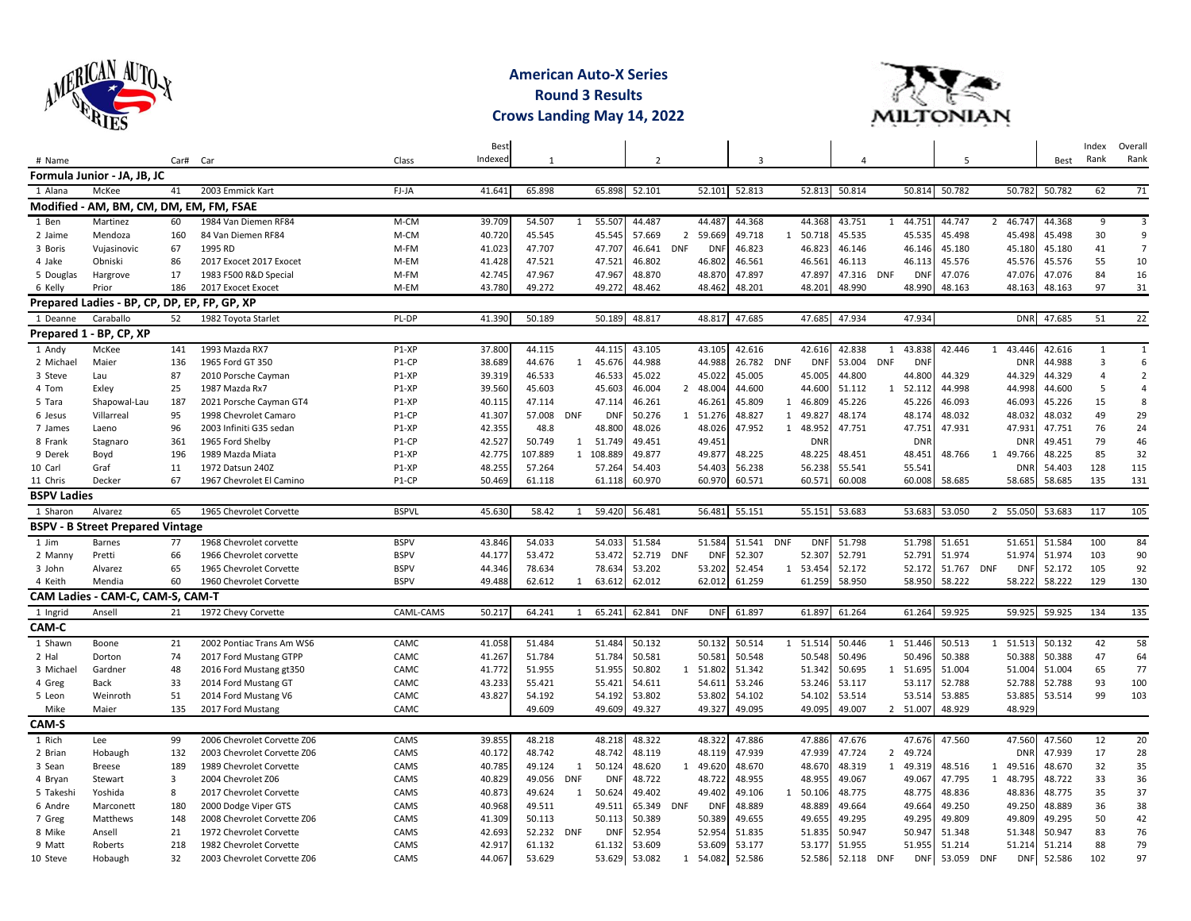# American Auto-X Series
## Round 3 Results
## Crows Landing May 14, 2022

| # Name | | Car# | Car | Class | Best Indexed | 1 | | | 2 | | | 3 | | | 4 | | | 5 | | | Best | Index Rank | Overall Rank |
|---|---|---|---|---|---|---|---|---|---|---|---|---|---|---|---|---|---|---|---|---|---|---|---|
| **Formula Junior - JA, JB, JC** | | | | | | | | | | | | | | | | | | | | | | | |
| 1 Alana | McKee | 41 | 2003 Emmick Kart | FJ-JA | 41.641 | 65.898 | | 65.898 | 52.101 | | 52.101 | 52.813 | | 52.813 | 50.814 | | 50.814 | 50.782 | | 50.782 | 50.782 | 62 | 71 |
| **Modified - AM, BM, CM, DM, EM, FM, FSAE** | | | | | | | | | | | | | | | | | | | | | | | |
| 1 Ben | Martinez | 60 | 1984 Van Diemen RF84 | M-CM | 39.709 | 54.507 | 1 | 55.507 | 44.487 | | 44.487 | 44.368 | | 44.368 | 43.751 | 1 | 44.751 | 44.747 | 2 | 46.747 | 44.368 | 9 | 3 |
| 2 Jaime | Mendoza | 160 | 84 Van Diemen RF84 | M-CM | 40.720 | 45.545 | | 45.545 | 57.669 | 2 | 59.669 | 49.718 | 1 | 50.718 | 45.535 | | 45.535 | 45.498 | | 45.498 | 45.498 | 30 | 9 |
| 3 Boris | Vujasinovic | 67 | 1995 RD | M-FM | 41.023 | 47.707 | | 47.707 | 46.641 | DNF | DNF | 46.823 | | 46.823 | 46.146 | | 46.146 | 45.180 | | 45.180 | 45.180 | 41 | 7 |
| 4 Jake | Obniski | 86 | 2017 Exocet 2017 Exocet | M-EM | 41.428 | 47.521 | | 47.521 | 46.802 | | 46.802 | 46.561 | | 46.561 | 46.113 | | 46.113 | 45.576 | | 45.576 | 45.576 | 55 | 10 |
| 5 Douglas | Hargrove | 17 | 1983 F500 R&D Special | M-FM | 42.745 | 47.967 | | 47.967 | 48.870 | | 48.870 | 47.897 | | 47.897 | 47.316 | DNF | DNF | 47.076 | | 47.076 | 47.076 | 84 | 16 |
| 6 Kelly | Prior | 186 | 2017 Exocet Exocet | M-EM | 43.780 | 49.272 | | 49.272 | 48.462 | | 48.462 | 48.201 | | 48.201 | 48.990 | | 48.990 | 48.163 | | 48.163 | 48.163 | 97 | 31 |
| **Prepared Ladies - BP, CP, DP, EP, FP, GP, XP** | | | | | | | | | | | | | | | | | | | | | | | |
| 1 Deanne | Caraballo | 52 | 1982 Toyota Starlet | PL-DP | 41.390 | 50.189 | | 50.189 | 48.817 | | 48.817 | 47.685 | | 47.685 | 47.934 | | 47.934 | | | DNR | 47.685 | 51 | 22 |
| **Prepared 1 - BP, CP, XP** | | | | | | | | | | | | | | | | | | | | | | | |
| 1 Andy | McKee | 141 | 1993 Mazda RX7 | P1-XP | 37.800 | 44.115 | | 44.115 | 43.105 | | 43.105 | 42.616 | | 42.616 | 42.838 | 1 | 43.838 | 42.446 | 1 | 43.446 | 42.616 | 1 | 1 |
| 2 Michael | Maier | 136 | 1965 Ford GT 350 | P1-CP | 38.689 | 44.676 | 1 | 45.676 | 44.988 | | 44.988 | 26.782 | DNF | DNF | 53.004 | DNF | DNF | | | DNR | 44.988 | 3 | 6 |
| 3 Steve | Lau | 87 | 2010 Porsche Cayman | P1-XP | 39.319 | 46.533 | | 46.533 | 45.022 | | 45.022 | 45.005 | | 45.005 | 44.800 | | 44.800 | 44.329 | | 44.329 | 44.329 | 4 | 2 |
| 4 Tom | Exley | 25 | 1987 Mazda Rx7 | P1-XP | 39.560 | 45.603 | | 45.603 | 46.004 | 2 | 48.004 | 44.600 | | 44.600 | 51.112 | 1 | 52.112 | 44.998 | | 44.998 | 44.600 | 5 | 4 |
| 5 Tara | Shapowal-Lau | 187 | 2021 Porsche Cayman GT4 | P1-XP | 40.115 | 47.114 | | 47.114 | 46.261 | | 46.261 | 45.809 | 1 | 46.809 | 45.226 | | 45.226 | 46.093 | | 46.093 | 45.226 | 15 | 8 |
| 6 Jesus | Villarreal | 95 | 1998 Chevrolet Camaro | P1-CP | 41.307 | 57.008 | DNF | DNF | 50.276 | 1 | 51.276 | 48.827 | 1 | 49.827 | 48.174 | | 48.174 | 48.032 | | 48.032 | 48.032 | 49 | 29 |
| 7 James | Laeno | 96 | 2003 Infiniti G35 sedan | P1-XP | 42.355 | 48.8 | | 48.800 | 48.026 | | 48.026 | 47.952 | 1 | 48.952 | 47.751 | | 47.751 | 47.931 | | 47.931 | 47.751 | 76 | 24 |
| 8 Frank | Stagnaro | 361 | 1965 Ford Shelby | P1-CP | 42.527 | 50.749 | 1 | 51.749 | 49.451 | | 49.451 | | | DNR | | | DNR | | | DNR | 49.451 | 79 | 46 |
| 9 Derek | Boyd | 196 | 1989 Mazda Miata | P1-XP | 42.775 | 107.889 | 1 | 108.889 | 49.877 | | 49.877 | 48.225 | | 48.225 | 48.451 | | 48.451 | 48.766 | 1 | 49.766 | 48.225 | 85 | 32 |
| 10 Carl | Graf | 11 | 1972 Datsun 240Z | P1-XP | 48.255 | 57.264 | | 57.264 | 54.403 | | 54.403 | 56.238 | | 56.238 | 55.541 | | 55.541 | | | DNR | 54.403 | 128 | 115 |
| 11 Chris | Decker | 67 | 1967 Chevrolet El Camino | P1-CP | 50.469 | 61.118 | | 61.118 | 60.970 | | 60.970 | 60.571 | | 60.571 | 60.008 | | 60.008 | 58.685 | | 58.685 | 58.685 | 135 | 131 |
| **BSPV Ladies** | | | | | | | | | | | | | | | | | | | | | | | |
| 1 Sharon | Alvarez | 65 | 1965 Chevrolet Corvette | BSPVL | 45.630 | 58.42 | 1 | 59.420 | 56.481 | | 56.481 | 55.151 | | 55.151 | 53.683 | | 53.683 | 53.050 | 2 | 55.050 | 53.683 | 117 | 105 |
| **BSPV - B Street Prepared Vintage** | | | | | | | | | | | | | | | | | | | | | | | |
| 1 Jim | Barnes | 77 | 1968 Chevrolet corvette | BSPV | 43.846 | 54.033 | | 54.033 | 51.584 | | 51.584 | 51.541 | DNF | DNF | 51.798 | | 51.798 | 51.651 | | 51.651 | 51.584 | 100 | 84 |
| 2 Manny | Pretti | 66 | 1966 Chevrolet corvette | BSPV | 44.177 | 53.472 | | 53.472 | 52.719 | DNF | DNF | 52.307 | | 52.307 | 52.791 | | 52.791 | 51.974 | | 51.974 | 51.974 | 103 | 90 |
| 3 John | Alvarez | 65 | 1965 Chevrolet Corvette | BSPV | 44.346 | 78.634 | | 78.634 | 53.202 | | 53.202 | 52.454 | 1 | 53.454 | 52.172 | | 52.172 | 51.767 | DNF | DNF | 52.172 | 105 | 92 |
| 4 Keith | Mendia | 60 | 1960 Chevrolet Corvette | BSPV | 49.488 | 62.612 | 1 | 63.612 | 62.012 | | 62.012 | 61.259 | | 61.259 | 58.950 | | 58.950 | 58.222 | | 58.222 | 58.222 | 129 | 130 |
| **CAM Ladies - CAM-C, CAM-S, CAM-T** | | | | | | | | | | | | | | | | | | | | | | | |
| 1 Ingrid | Ansell | 21 | 1972 Chevy Corvette | CAML-CAMS | 50.217 | 64.241 | 1 | 65.241 | 62.841 | DNF | DNF | 61.897 | | 61.897 | 61.264 | | 61.264 | 59.925 | | 59.925 | 59.925 | 134 | 135 |
| **CAM-C** | | | | | | | | | | | | | | | | | | | | | | | |
| 1 Shawn | Boone | 21 | 2002 Pontiac Trans Am WS6 | CAMC | 41.058 | 51.484 | | 51.484 | 50.132 | | 50.132 | 50.514 | 1 | 51.514 | 50.446 | 1 | 51.446 | 50.513 | 1 | 51.513 | 50.132 | 42 | 58 |
| 2 Hal | Dorton | 74 | 2017 Ford Mustang GTPP | CAMC | 41.267 | 51.784 | | 51.784 | 50.581 | | 50.581 | 50.548 | | 50.548 | 50.496 | | 50.496 | 50.388 | | 50.388 | 50.388 | 47 | 64 |
| 3 Michael | Gardner | 48 | 2016 Ford Mustang gt350 | CAMC | 41.772 | 51.955 | | 51.955 | 50.802 | 1 | 51.802 | 51.342 | | 51.342 | 50.695 | 1 | 51.695 | 51.004 | | 51.004 | 51.004 | 65 | 77 |
| 4 Greg | Back | 33 | 2014 Ford Mustang GT | CAMC | 43.233 | 55.421 | | 55.421 | 54.611 | | 54.611 | 53.246 | | 53.246 | 53.117 | | 53.117 | 52.788 | | 52.788 | 52.788 | 93 | 100 |
| 5 Leon | Weinroth | 51 | 2014 Ford Mustang V6 | CAMC | 43.827 | 54.192 | | 54.192 | 53.802 | | 53.802 | 54.102 | | 54.102 | 53.514 | | 53.514 | 53.885 | | 53.885 | 53.514 | 99 | 103 |
| Mike | Maier | 135 | 2017 Ford Mustang | CAMC | | 49.609 | | 49.609 | 49.327 | | 49.327 | 49.095 | | 49.095 | 49.007 | 2 | 51.007 | 48.929 | | 48.929 | | | |
| **CAM-S** | | | | | | | | | | | | | | | | | | | | | | | |
| 1 Rich | Lee | 99 | 2006 Chevrolet Corvette Z06 | CAMS | 39.855 | 48.218 | | 48.218 | 48.322 | | 48.322 | 47.886 | | 47.886 | 47.676 | | 47.676 | 47.560 | | 47.560 | 47.560 | 12 | 20 |
| 2 Brian | Hobaugh | 132 | 2003 Chevrolet Corvette Z06 | CAMS | 40.172 | 48.742 | | 48.742 | 48.119 | | 48.119 | 47.939 | | 47.939 | 47.724 | 2 | 49.724 | | | DNR | 47.939 | 17 | 28 |
| 3 Sean | Breese | 189 | 1989 Chevrolet Corvette | CAMS | 40.785 | 49.124 | 1 | 50.124 | 48.620 | 1 | 49.620 | 48.670 | | 48.670 | 48.319 | 1 | 49.319 | 48.516 | 1 | 49.516 | 48.670 | 32 | 35 |
| 4 Bryan | Stewart | 3 | 2004 Chevrolet Z06 | CAMS | 40.829 | 49.056 | DNF | DNF | 48.722 | | 48.722 | 48.955 | | 48.955 | 49.067 | | 49.067 | 47.795 | 1 | 48.795 | 48.722 | 33 | 36 |
| 5 Takeshi | Yoshida | 8 | 2017 Chevrolet Corvette | CAMS | 40.873 | 49.624 | 1 | 50.624 | 49.402 | | 49.402 | 49.106 | 1 | 50.106 | 48.775 | | 48.775 | 48.836 | | 48.836 | 48.775 | 35 | 37 |
| 6 Andre | Marconett | 180 | 2000 Dodge Viper GTS | CAMS | 40.968 | 49.511 | | 49.511 | 65.349 | DNF | DNF | 48.889 | | 48.889 | 49.664 | | 49.664 | 49.250 | | 49.250 | 48.889 | 36 | 38 |
| 7 Greg | Matthews | 148 | 2008 Chevrolet Corvette Z06 | CAMS | 41.309 | 50.113 | | 50.113 | 50.389 | | 50.389 | 49.655 | | 49.655 | 49.295 | | 49.295 | 49.809 | | 49.809 | 49.295 | 50 | 42 |
| 8 Mike | Ansell | 21 | 1972 Chevrolet Corvette | CAMS | 42.693 | 52.232 | DNF | DNF | 52.954 | | 52.954 | 51.835 | | 51.835 | 50.947 | | 50.947 | 51.348 | | 51.348 | 50.947 | 83 | 76 |
| 9 Matt | Roberts | 218 | 1982 Chevrolet Corvette | CAMS | 42.917 | 61.132 | | 61.132 | 53.609 | | 53.609 | 53.177 | | 53.177 | 51.955 | | 51.955 | 51.214 | | 51.214 | 51.214 | 88 | 79 |
| 10 Steve | Hobaugh | 32 | 2003 Chevrolet Corvette Z06 | CAMS | 44.067 | 53.629 | | 53.629 | 53.082 | 1 | 54.082 | 52.586 | | 52.586 | 52.118 | DNF | DNF | 53.059 | DNF | DNF | 52.586 | 102 | 97 |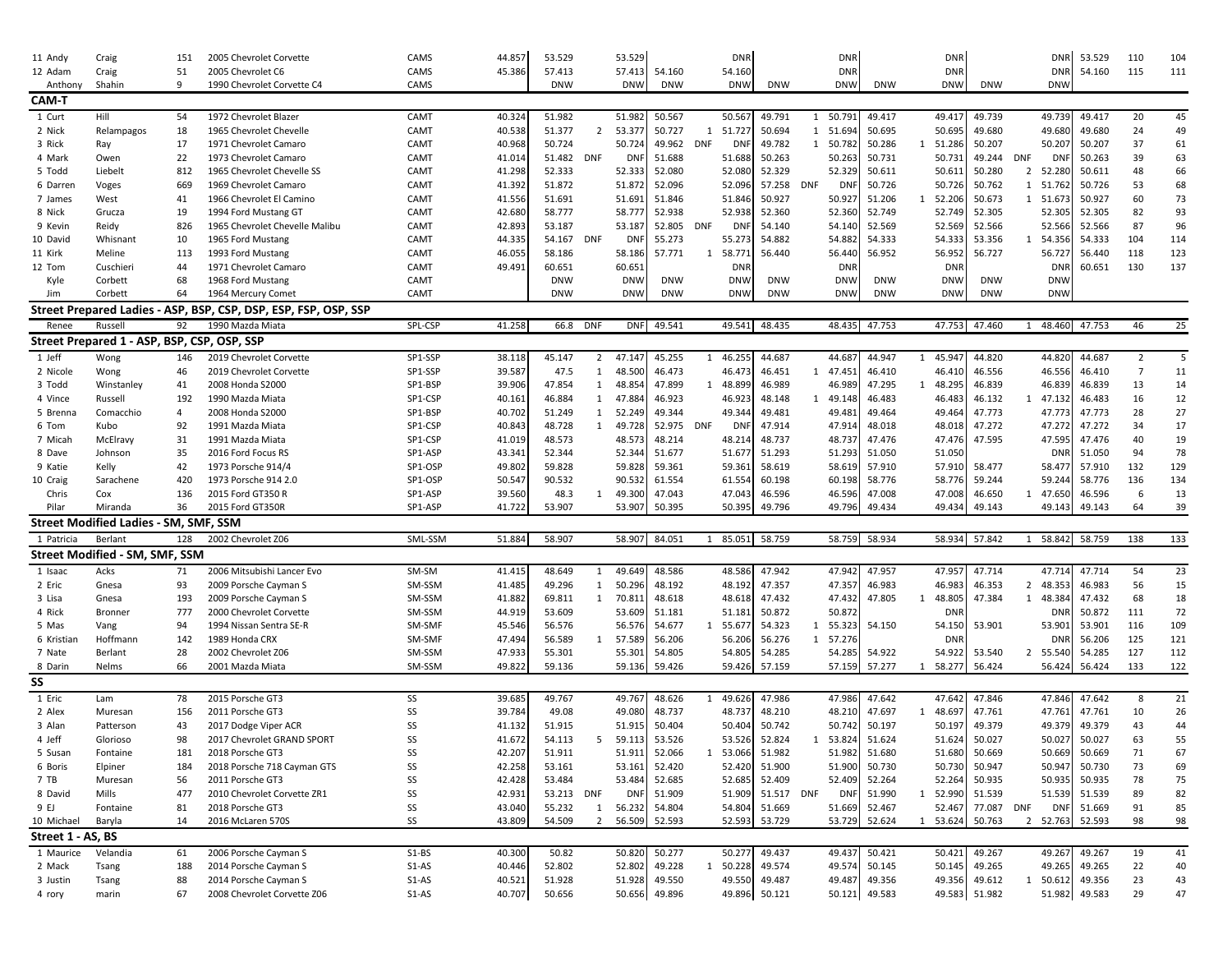| | | | | | | | | | | | | | | | | | | | | | | | | |
|---|---|---|---|---|---|---|---|---|---|---|---|---|---|---|---|---|---|---|---|---|---|---|---|---|
| 11 | Andy | Craig | 151 | 2005 Chevrolet Corvette | CAMS | 44.857 | 53.529 | | 53.529 | | | DNR | | | DNR | | | DNR | | | DNR | 53.529 | 110 | 104 |
| 12 | Adam | Craig | 51 | 2005 Chevrolet C6 | CAMS | 45.386 | 57.413 | | 57.413 | 54.160 | | 54.160 | | | DNR | | | DNR | | | DNR | 54.160 | 115 | 111 |
| | Anthony | Shahin | 9 | 1990 Chevrolet Corvette C4 | CAMS | | DNW | | DNW | DNW | | DNW | DNW | | DNW | DNW | | DNW | DNW | | DNW | | | |

## CAM-T

| | | | | | | | | | | | | | | | | | | | | | | | | |
|---|---|---|---|---|---|---|---|---|---|---|---|---|---|---|---|---|---|---|---|---|---|---|---|---|
| 1 | Curt | Hill | 54 | 1972 Chevrolet Blazer | CAMT | 40.324 | 51.982 | | 51.982 | 50.567 | | 50.567 | 49.791 | 1 | 50.791 | 49.417 | | 49.417 | 49.739 | | 49.739 | 49.417 | 20 | 45 |
| 2 | Nick | Relampagos | 18 | 1965 Chevrolet Chevelle | CAMT | 40.538 | 51.377 | 2 | 53.377 | 50.727 | 1 | 51.727 | 50.694 | 1 | 51.694 | 50.695 | | 50.695 | 49.680 | | 49.680 | 49.680 | 24 | 49 |
| 3 | Rick | Ray | 17 | 1971 Chevrolet Camaro | CAMT | 40.968 | 50.724 | | 50.724 | 49.962 | DNF | DNF | 49.782 | 1 | 50.782 | 50.286 | 1 | 51.286 | 50.207 | | 50.207 | 50.207 | 37 | 61 |
| 4 | Mark | Owen | 22 | 1973 Chevrolet Camaro | CAMT | 41.014 | 51.482 | DNF | DNF | 51.688 | | 51.688 | 50.263 | | 50.263 | 50.731 | | 50.731 | 49.244 | DNF | DNF | 50.263 | 39 | 63 |
| 5 | Todd | Liebelt | 812 | 1965 Chevrolet Chevelle SS | CAMT | 41.298 | 52.333 | | 52.333 | 52.080 | | 52.080 | 52.329 | | 52.329 | 50.611 | | 50.611 | 50.280 | 2 | 52.280 | 50.611 | 48 | 66 |
| 6 | Darren | Voges | 669 | 1969 Chevrolet Camaro | CAMT | 41.392 | 51.872 | | 51.872 | 52.096 | | 52.096 | 57.258 | DNF | DNF | 50.726 | | 50.726 | 50.762 | 1 | 51.762 | 50.726 | 53 | 68 |
| 7 | James | West | 41 | 1966 Chevrolet El Camino | CAMT | 41.556 | 51.691 | | 51.691 | 51.846 | | 51.846 | 50.927 | | 50.927 | 51.206 | 1 | 52.206 | 50.673 | 1 | 51.673 | 50.927 | 60 | 73 |
| 8 | Nick | Grucza | 19 | 1994 Ford Mustang GT | CAMT | 42.680 | 58.777 | | 58.777 | 52.938 | | 52.938 | 52.360 | | 52.360 | 52.749 | | 52.749 | 52.305 | | 52.305 | 52.305 | 82 | 93 |
| 9 | Kevin | Reidy | 826 | 1965 Chevrolet Chevelle Malibu | CAMT | 42.893 | 53.187 | | 53.187 | 52.805 | DNF | DNF | 54.140 | | 54.140 | 52.569 | | 52.569 | 52.566 | | 52.566 | 52.566 | 87 | 96 |
| 10 | David | Whisnant | 10 | 1965 Ford Mustang | CAMT | 44.335 | 54.167 | DNF | DNF | 55.273 | | 55.273 | 54.882 | | 54.882 | 54.333 | | 54.333 | 53.356 | 1 | 54.356 | 54.333 | 104 | 114 |
| 11 | Kirk | Meline | 113 | 1993 Ford Mustang | CAMT | 46.055 | 58.186 | | 58.186 | 57.771 | 1 | 58.771 | 56.440 | | 56.440 | 56.952 | | 56.952 | 56.727 | | 56.727 | 56.440 | 118 | 123 |
| 12 | Tom | Cuschieri | 44 | 1971 Chevrolet Camaro | CAMT | 49.491 | 60.651 | | 60.651 | | | DNR | | | DNR | | | DNR | | | DNR | 60.651 | 130 | 137 |
| | Kyle | Corbett | 68 | 1968 Ford Mustang | CAMT | | DNW | | DNW | DNW | | DNW | DNW | | DNW | DNW | | DNW | DNW | | DNW | | | |
| | Jim | Corbett | 64 | 1964 Mercury Comet | CAMT | | DNW | | DNW | DNW | | DNW | DNW | | DNW | DNW | | DNW | DNW | | DNW | | | |

## Street Prepared Ladies - ASP, BSP, CSP, DSP, ESP, FSP, OSP, SSP

| | | | | | | | | | | | | | | | | | | | | | | | | |
|---|---|---|---|---|---|---|---|---|---|---|---|---|---|---|---|---|---|---|---|---|---|---|---|---|
| | Renee | Russell | 92 | 1990 Mazda Miata | SPL-CSP | 41.258 | 66.8 | DNF | DNF | 49.541 | | 49.541 | 48.435 | | 48.435 | 47.753 | | 47.753 | 47.460 | 1 | 48.460 | 47.753 | 46 | 25 |

## Street Prepared 1 - ASP, BSP, CSP, OSP, SSP

| | | | | | | | | | | | | | | | | | | | | | | | | |
|---|---|---|---|---|---|---|---|---|---|---|---|---|---|---|---|---|---|---|---|---|---|---|---|---|
| 1 | Jeff | Wong | 146 | 2019 Chevrolet Corvette | SP1-SSP | 38.118 | 45.147 | 2 | 47.147 | 45.255 | 1 | 46.255 | 44.687 | | 44.687 | 44.947 | 1 | 45.947 | 44.820 | | 44.820 | 44.687 | 2 | 5 |
| 2 | Nicole | Wong | 46 | 2019 Chevrolet Corvette | SP1-SSP | 39.587 | 47.5 | 1 | 48.500 | 46.473 | | 46.473 | 46.451 | 1 | 47.451 | 46.410 | | 46.410 | 46.556 | | 46.556 | 46.410 | 7 | 11 |
| 3 | Todd | Winstanley | 41 | 2008 Honda S2000 | SP1-BSP | 39.906 | 47.854 | 1 | 48.854 | 47.899 | 1 | 48.899 | 46.989 | | 46.989 | 47.295 | 1 | 48.295 | 46.839 | | 46.839 | 46.839 | 13 | 14 |
| 4 | Vince | Russell | 192 | 1990 Mazda Miata | SP1-CSP | 40.161 | 46.884 | 1 | 47.884 | 46.923 | | 46.923 | 48.148 | 1 | 49.148 | 46.483 | | 46.483 | 46.132 | 1 | 47.132 | 46.483 | 16 | 12 |
| 5 | Brenna | Comacchio | 4 | 2008 Honda S2000 | SP1-BSP | 40.702 | 51.249 | 1 | 52.249 | 49.344 | | 49.344 | 49.481 | | 49.481 | 49.464 | | 49.464 | 47.773 | | 47.773 | 47.773 | 28 | 27 |
| 6 | Tom | Kubo | 92 | 1991 Mazda Miata | SP1-CSP | 40.843 | 48.728 | 1 | 49.728 | 52.975 | DNF | DNF | 47.914 | | 47.914 | 48.018 | | 48.018 | 47.272 | | 47.272 | 47.272 | 34 | 17 |
| 7 | Micah | McElravy | 31 | 1991 Mazda Miata | SP1-CSP | 41.019 | 48.573 | | 48.573 | 48.214 | | 48.214 | 48.737 | | 48.737 | 47.476 | | 47.476 | 47.595 | | 47.595 | 47.476 | 40 | 19 |
| 8 | Dave | Johnson | 35 | 2016 Ford Focus RS | SP1-ASP | 43.341 | 52.344 | | 52.344 | 51.677 | | 51.677 | 51.293 | | 51.293 | 51.050 | | 51.050 | | | DNR | 51.050 | 94 | 78 |
| 9 | Katie | Kelly | 42 | 1973 Porsche 914/4 | SP1-OSP | 49.802 | 59.828 | | 59.828 | 59.361 | | 59.361 | 58.619 | | 58.619 | 57.910 | | 57.910 | 58.477 | | 58.477 | 57.910 | 132 | 129 |
| 10 | Craig | Sarachene | 420 | 1973 Porsche 914 2.0 | SP1-OSP | 50.547 | 90.532 | | 90.532 | 61.554 | | 61.554 | 60.198 | | 60.198 | 58.776 | | 58.776 | 59.244 | | 59.244 | 58.776 | 136 | 134 |
| | Chris | Cox | 136 | 2015 Ford GT350 R | SP1-ASP | 39.560 | 48.3 | 1 | 49.300 | 47.043 | | 47.043 | 46.596 | | 46.596 | 47.008 | | 47.008 | 46.650 | 1 | 47.650 | 46.596 | 6 | 13 |
| | Pilar | Miranda | 36 | 2015 Ford GT350R | SP1-ASP | 41.722 | 53.907 | | 53.907 | 50.395 | | 50.395 | 49.796 | | 49.796 | 49.434 | | 49.434 | 49.143 | | 49.143 | 49.143 | 64 | 39 |

## Street Modified Ladies - SM, SMF, SSM

| | | | | | | | | | | | | | | | | | | | | | | | | |
|---|---|---|---|---|---|---|---|---|---|---|---|---|---|---|---|---|---|---|---|---|---|---|---|---|
| 1 | Patricia | Berlant | 128 | 2002 Chevrolet Z06 | SML-SSM | 51.884 | 58.907 | | 58.907 | 84.051 | 1 | 85.051 | 58.759 | | 58.759 | 58.934 | | 58.934 | 57.842 | 1 | 58.842 | 58.759 | 138 | 133 |

## Street Modified - SM, SMF, SSM

| | | | | | | | | | | | | | | | | | | | | | | | | |
|---|---|---|---|---|---|---|---|---|---|---|---|---|---|---|---|---|---|---|---|---|---|---|---|---|
| 1 | Isaac | Acks | 71 | 2006 Mitsubishi Lancer Evo | SM-SM | 41.415 | 48.649 | 1 | 49.649 | 48.586 | | 48.586 | 47.942 | | 47.942 | 47.957 | | 47.957 | 47.714 | | 47.714 | 47.714 | 54 | 23 |
| 2 | Eric | Gnesa | 93 | 2009 Porsche Cayman S | SM-SSM | 41.485 | 49.296 | 1 | 50.296 | 48.192 | | 48.192 | 47.357 | | 47.357 | 46.983 | | 46.983 | 46.353 | 2 | 48.353 | 46.983 | 56 | 15 |
| 3 | Lisa | Gnesa | 193 | 2009 Porsche Cayman S | SM-SSM | 41.882 | 69.811 | 1 | 70.811 | 48.618 | | 48.618 | 47.432 | | 47.432 | 47.805 | 1 | 48.805 | 47.384 | 1 | 48.384 | 47.432 | 68 | 18 |
| 4 | Rick | Bronner | 777 | 2000 Chevrolet Corvette | SM-SSM | 44.919 | 53.609 | | 53.609 | 51.181 | | 51.181 | 50.872 | | 50.872 | | | DNR | | | DNR | 50.872 | 111 | 72 |
| 5 | Mas | Vang | 94 | 1994 Nissan Sentra SE-R | SM-SMF | 45.546 | 56.576 | | 56.576 | 54.677 | 1 | 55.677 | 54.323 | 1 | 55.323 | 54.150 | | 54.150 | 53.901 | | 53.901 | 53.901 | 116 | 109 |
| 6 | Kristian | Hoffmann | 142 | 1989 Honda CRX | SM-SMF | 47.494 | 56.589 | 1 | 57.589 | 56.206 | | 56.206 | 56.276 | 1 | 57.276 | | | DNR | | | DNR | 56.206 | 125 | 121 |
| 7 | Nate | Berlant | 28 | 2002 Chevrolet Z06 | SM-SSM | 47.933 | 55.301 | | 55.301 | 54.805 | | 54.805 | 54.285 | | 54.285 | 54.922 | | 54.922 | 53.540 | 2 | 55.540 | 54.285 | 127 | 112 |
| 8 | Darin | Nelms | 66 | 2001 Mazda Miata | SM-SSM | 49.822 | 59.136 | | 59.136 | 59.426 | | 59.426 | 57.159 | | 57.159 | 57.277 | 1 | 58.277 | 56.424 | | 56.424 | 56.424 | 133 | 122 |

## SS

| | | | | | | | | | | | | | | | | | | | | | | | | |
|---|---|---|---|---|---|---|---|---|---|---|---|---|---|---|---|---|---|---|---|---|---|---|---|---|
| 1 | Eric | Lam | 78 | 2015 Porsche GT3 | SS | 39.685 | 49.767 | | 49.767 | 48.626 | 1 | 49.626 | 47.986 | | 47.986 | 47.642 | | 47.642 | 47.846 | | 47.846 | 47.642 | 8 | 21 |
| 2 | Alex | Muresan | 156 | 2011 Porsche GT3 | SS | 39.784 | 49.08 | | 49.080 | 48.737 | | 48.737 | 48.210 | | 48.210 | 47.697 | 1 | 48.697 | 47.761 | | 47.761 | 47.761 | 10 | 26 |
| 3 | Alan | Patterson | 43 | 2017 Dodge Viper ACR | SS | 41.132 | 51.915 | | 51.915 | 50.404 | | 50.404 | 50.742 | | 50.742 | 50.197 | | 50.197 | 49.379 | | 49.379 | 49.379 | 43 | 44 |
| 4 | Jeff | Glorioso | 98 | 2017 Chevrolet GRAND SPORT | SS | 41.672 | 54.113 | 5 | 59.113 | 53.526 | | 53.526 | 52.824 | 1 | 53.824 | 51.624 | | 51.624 | 50.027 | | 50.027 | 50.027 | 63 | 55 |
| 5 | Susan | Fontaine | 181 | 2018 Porsche GT3 | SS | 42.207 | 51.911 | | 51.911 | 52.066 | 1 | 53.066 | 51.982 | | 51.982 | 51.680 | | 51.680 | 50.669 | | 50.669 | 50.669 | 71 | 67 |
| 6 | Boris | Elpiner | 184 | 2018 Porsche 718 Cayman GTS | SS | 42.258 | 53.161 | | 53.161 | 52.420 | | 52.420 | 51.900 | | 51.900 | 50.730 | | 50.730 | 50.947 | | 50.947 | 50.730 | 73 | 69 |
| 7 | TB | Muresan | 56 | 2011 Porsche GT3 | SS | 42.428 | 53.484 | | 53.484 | 52.685 | | 52.685 | 52.409 | | 52.409 | 52.264 | | 52.264 | 50.935 | | 50.935 | 50.935 | 78 | 75 |
| 8 | David | Mills | 477 | 2010 Chevrolet Corvette ZR1 | SS | 42.931 | 53.213 | DNF | DNF | 51.909 | | 51.909 | 51.517 | DNF | DNF | 51.990 | 1 | 52.990 | 51.539 | | 51.539 | 51.539 | 89 | 82 |
| 9 | EJ | Fontaine | 81 | 2018 Porsche GT3 | SS | 43.040 | 55.232 | 1 | 56.232 | 54.804 | | 54.804 | 51.669 | | 51.669 | 52.467 | | 52.467 | 77.087 | DNF | DNF | 51.669 | 91 | 85 |
| 10 | Michael | Baryla | 14 | 2016 McLaren 570S | SS | 43.809 | 54.509 | 2 | 56.509 | 52.593 | | 52.593 | 53.729 | | 53.729 | 52.624 | 1 | 53.624 | 50.763 | 2 | 52.763 | 52.593 | 98 | 98 |

## Street 1 - AS, BS

| | | | | | | | | | | | | | | | | | | | | | | | | |
|---|---|---|---|---|---|---|---|---|---|---|---|---|---|---|---|---|---|---|---|---|---|---|---|---|
| 1 | Maurice | Velandia | 61 | 2006 Porsche Cayman S | S1-BS | 40.300 | 50.82 | | 50.820 | 50.277 | | 50.277 | 49.437 | | 49.437 | 50.421 | | 50.421 | 49.267 | | 49.267 | 49.267 | 19 | 41 |
| 2 | Mack | Tsang | 188 | 2014 Porsche Cayman S | S1-AS | 40.446 | 52.802 | | 52.802 | 49.228 | 1 | 50.228 | 49.574 | | 49.574 | 50.145 | | 50.145 | 49.265 | | 49.265 | 49.265 | 22 | 40 |
| 3 | Justin | Tsang | 88 | 2014 Porsche Cayman S | S1-AS | 40.521 | 51.928 | | 51.928 | 49.550 | | 49.550 | 49.487 | | 49.487 | 49.356 | | 49.356 | 49.612 | 1 | 50.612 | 49.356 | 23 | 43 |
| 4 | rory | marin | 67 | 2008 Chevrolet Corvette Z06 | S1-AS | 40.707 | 50.656 | | 50.656 | 49.896 | | 49.896 | 50.121 | | 50.121 | 49.583 | | 49.583 | 51.982 | | 51.982 | 49.583 | 29 | 47 |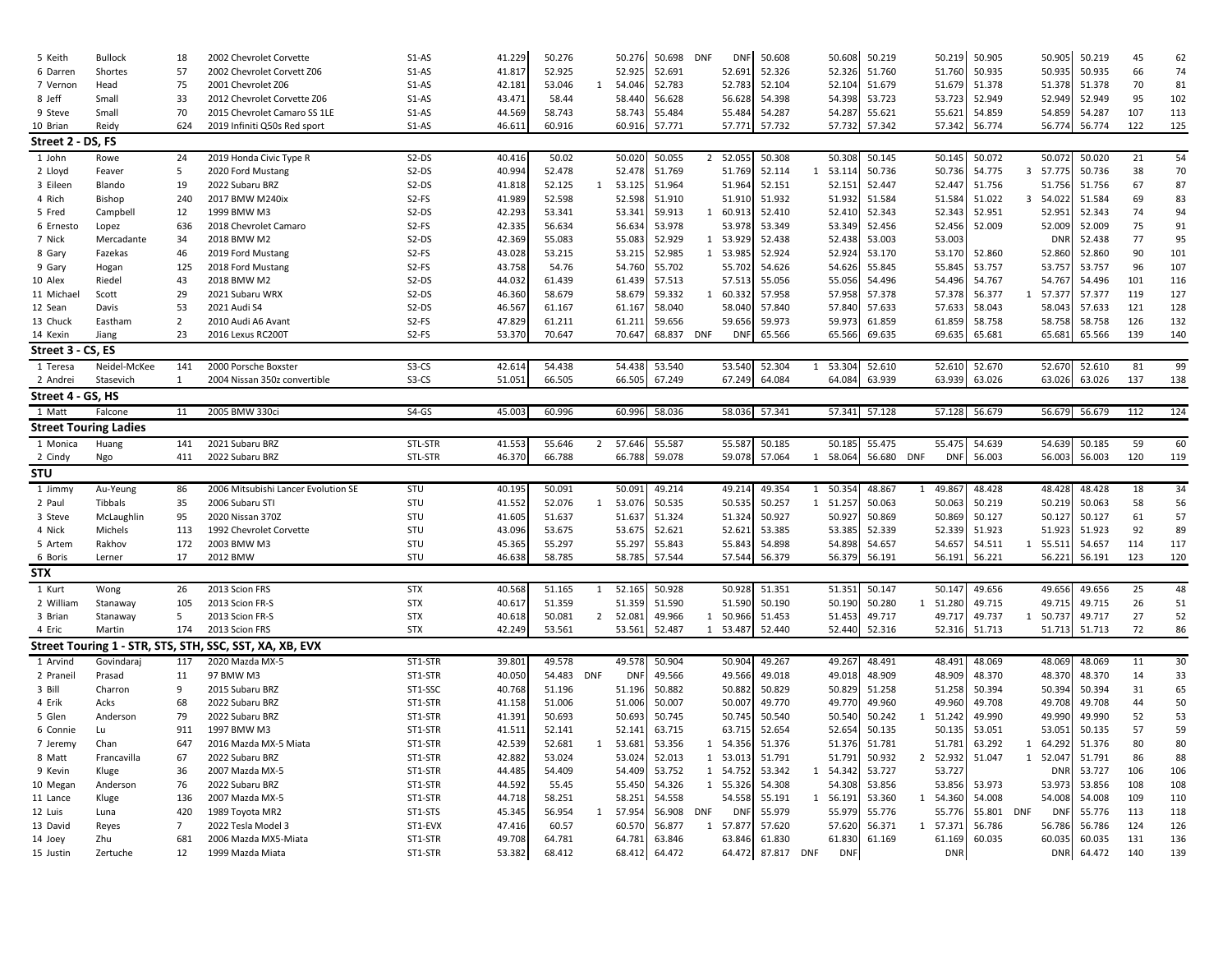| | | | | | | | | | | | | | | | | | | | | | | | |
|---|---|---|---|---|---|---|---|---|---|---|---|---|---|---|---|---|---|---|---|---|---|---|---|
| 5 Keith | Bullock | 18 | 2002 Chevrolet Corvette | S1-AS | 41.229 | 50.276 | | 50.276 | 50.698 | DNF | DNF | 50.608 | | 50.608 | 50.219 | | 50.219 | 50.905 | | 50.905 | 50.219 | 45 | 62 |
| 6 Darren | Shortes | 57 | 2002 Chevrolet Corvett Z06 | S1-AS | 41.817 | 52.925 | | 52.925 | 52.691 | | 52.691 | 52.326 | | 52.326 | 51.760 | | 51.760 | 50.935 | | 50.935 | 50.935 | 66 | 74 |
| 7 Vernon | Head | 75 | 2001 Chevrolet Z06 | S1-AS | 42.181 | 53.046 | 1 | 54.046 | 52.783 | | 52.783 | 52.104 | | 52.104 | 51.679 | | 51.679 | 51.378 | | 51.378 | 51.378 | 70 | 81 |
| 8 Jeff | Small | 33 | 2012 Chevrolet Corvette Z06 | S1-AS | 43.471 | 58.44 | | 58.440 | 56.628 | | 56.628 | 54.398 | | 54.398 | 53.723 | | 53.723 | 52.949 | | 52.949 | 52.949 | 95 | 102 |
| 9 Steve | Small | 70 | 2015 Chevrolet Camaro SS 1LE | S1-AS | 44.569 | 58.743 | | 58.743 | 55.484 | | 55.484 | 54.287 | | 54.287 | 55.621 | | 55.621 | 54.859 | | 54.859 | 54.287 | 107 | 113 |
| 10 Brian | Reidy | 624 | 2019 Infiniti Q50s Red sport | S1-AS | 46.611 | 60.916 | | 60.916 | 57.771 | | 57.771 | 57.732 | | 57.732 | 57.342 | | 57.342 | 56.774 | | 56.774 | 56.774 | 122 | 125 |
| **Street 2 - DS, FS** | | | | | | | | | | | | | | | | | | | | | | | |
| 1 John | Rowe | 24 | 2019 Honda Civic Type R | S2-DS | 40.416 | 50.02 | | 50.020 | 50.055 | 2 | 52.055 | 50.308 | | 50.308 | 50.145 | | 50.145 | 50.072 | | 50.072 | 50.020 | 21 | 54 |
| 2 Lloyd | Feaver | 5 | 2020 Ford Mustang | S2-DS | 40.994 | 52.478 | | 52.478 | 51.769 | | 51.769 | 52.114 | 1 | 53.114 | 50.736 | | 50.736 | 54.775 | 3 | 57.775 | 50.736 | 38 | 70 |
| 3 Eileen | Blando | 19 | 2022 Subaru BRZ | S2-DS | 41.818 | 52.125 | 1 | 53.125 | 51.964 | | 51.964 | 52.151 | | 52.151 | 52.447 | | 52.447 | 51.756 | | 51.756 | 51.756 | 67 | 87 |
| 4 Rich | Bishop | 240 | 2017 BMW M240ix | S2-FS | 41.989 | 52.598 | | 52.598 | 51.910 | | 51.910 | 51.932 | | 51.932 | 51.584 | | 51.584 | 51.022 | 3 | 54.022 | 51.584 | 69 | 83 |
| 5 Fred | Campbell | 12 | 1999 BMW M3 | S2-DS | 42.293 | 53.341 | | 53.341 | 59.913 | 1 | 60.913 | 52.410 | | 52.410 | 52.343 | | 52.343 | 52.951 | | 52.951 | 52.343 | 74 | 94 |
| 6 Ernesto | Lopez | 636 | 2018 Chevrolet Camaro | S2-FS | 42.335 | 56.634 | | 56.634 | 53.978 | | 53.978 | 53.349 | | 53.349 | 52.456 | | 52.456 | 52.009 | | 52.009 | 52.009 | 75 | 91 |
| 7 Nick | Mercadante | 34 | 2018 BMW M2 | S2-DS | 42.369 | 55.083 | | 55.083 | 52.929 | 1 | 53.929 | 52.438 | | 52.438 | 53.003 | | 53.003 | | | DNR | 52.438 | 77 | 95 |
| 8 Gary | Fazekas | 46 | 2019 Ford Mustang | S2-FS | 43.028 | 53.215 | | 53.215 | 52.985 | 1 | 53.985 | 52.924 | | 52.924 | 53.170 | | 53.170 | 52.860 | | 52.860 | 52.860 | 90 | 101 |
| 9 Gary | Hogan | 125 | 2018 Ford Mustang | S2-FS | 43.758 | 54.76 | | 54.760 | 55.702 | | 55.702 | 54.626 | | 54.626 | 55.845 | | 55.845 | 53.757 | | 53.757 | 53.757 | 96 | 107 |
| 10 Alex | Riedel | 43 | 2018 BMW M2 | S2-DS | 44.032 | 61.439 | | 61.439 | 57.513 | | 57.513 | 55.056 | | 55.056 | 54.496 | | 54.496 | 54.767 | | 54.767 | 54.496 | 101 | 116 |
| 11 Michael | Scott | 29 | 2021 Subaru WRX | S2-DS | 46.360 | 58.679 | | 58.679 | 59.332 | 1 | 60.332 | 57.958 | | 57.958 | 57.378 | | 57.378 | 56.377 | 1 | 57.377 | 57.377 | 119 | 127 |
| 12 Sean | Davis | 53 | 2021 Audi S4 | S2-DS | 46.567 | 61.167 | | 61.167 | 58.040 | | 58.040 | 57.840 | | 57.840 | 57.633 | | 57.633 | 58.043 | | 58.043 | 57.633 | 121 | 128 |
| 13 Chuck | Eastham | 2 | 2010 Audi A6 Avant | S2-FS | 47.829 | 61.211 | | 61.211 | 59.656 | | 59.656 | 59.973 | | 59.973 | 61.859 | | 61.859 | 58.758 | | 58.758 | 58.758 | 126 | 132 |
| 14 Kexin | Jiang | 23 | 2016 Lexus RC200T | S2-FS | 53.370 | 70.647 | | 70.647 | 68.837 | DNF | DNF | 65.566 | | 65.566 | 69.635 | | 69.635 | 65.681 | | 65.681 | 65.566 | 139 | 140 |
| **Street 3 - CS, ES** | | | | | | | | | | | | | | | | | | | | | | | |
| 1 Teresa | Neidel-McKee | 141 | 2000 Porsche Boxster | S3-CS | 42.614 | 54.438 | | 54.438 | 53.540 | | 53.540 | 52.304 | 1 | 53.304 | 52.610 | | 52.610 | 52.670 | | 52.670 | 52.610 | 81 | 99 |
| 2 Andrei | Stasevich | 1 | 2004 Nissan 350z convertible | S3-CS | 51.051 | 66.505 | | 66.505 | 67.249 | | 67.249 | 64.084 | | 64.084 | 63.939 | | 63.939 | 63.026 | | 63.026 | 63.026 | 137 | 138 |
| **Street 4 - GS, HS** | | | | | | | | | | | | | | | | | | | | | | | |
| 1 Matt | Falcone | 11 | 2005 BMW 330ci | S4-GS | 45.003 | 60.996 | | 60.996 | 58.036 | | 58.036 | 57.341 | | 57.341 | 57.128 | | 57.128 | 56.679 | | 56.679 | 56.679 | 112 | 124 |
| **Street Touring Ladies** | | | | | | | | | | | | | | | | | | | | | | | |
| 1 Monica | Huang | 141 | 2021 Subaru BRZ | STL-STR | 41.553 | 55.646 | 2 | 57.646 | 55.587 | | 55.587 | 50.185 | | 50.185 | 55.475 | | 55.475 | 54.639 | | 54.639 | 50.185 | 59 | 60 |
| 2 Cindy | Ngo | 411 | 2022 Subaru BRZ | STL-STR | 46.370 | 66.788 | | 66.788 | 59.078 | | 59.078 | 57.064 | 1 | 58.064 | 56.680 | DNF | DNF | 56.003 | | 56.003 | 56.003 | 120 | 119 |
| **STU** | | | | | | | | | | | | | | | | | | | | | | | |
| 1 Jimmy | Au-Yeung | 86 | 2006 Mitsubishi Lancer Evolution SE | STU | 40.195 | 50.091 | | 50.091 | 49.214 | | 49.214 | 49.354 | 1 | 50.354 | 48.867 | 1 | 49.867 | 48.428 | | 48.428 | 48.428 | 18 | 34 |
| 2 Paul | Tibbals | 35 | 2006 Subaru STI | STU | 41.552 | 52.076 | 1 | 53.076 | 50.535 | | 50.535 | 50.257 | 1 | 51.257 | 50.063 | | 50.063 | 50.219 | | 50.219 | 50.063 | 58 | 56 |
| 3 Steve | McLaughlin | 95 | 2020 Nissan 370Z | STU | 41.605 | 51.637 | | 51.637 | 51.324 | | 51.324 | 50.927 | | 50.927 | 50.869 | | 50.869 | 50.127 | | 50.127 | 50.127 | 61 | 57 |
| 4 Nick | Michels | 113 | 1992 Chevrolet Corvette | STU | 43.096 | 53.675 | | 53.675 | 52.621 | | 52.621 | 53.385 | | 53.385 | 52.339 | | 52.339 | 51.923 | | 51.923 | 51.923 | 92 | 89 |
| 5 Artem | Rakhov | 172 | 2003 BMW M3 | STU | 45.365 | 55.297 | | 55.297 | 55.843 | | 55.843 | 54.898 | | 54.898 | 54.657 | | 54.657 | 54.511 | 1 | 55.511 | 54.657 | 114 | 117 |
| 6 Boris | Lerner | 17 | 2012 BMW | STU | 46.638 | 58.785 | | 58.785 | 57.544 | | 57.544 | 56.379 | | 56.379 | 56.191 | | 56.191 | 56.221 | | 56.221 | 56.191 | 123 | 120 |
| **STX** | | | | | | | | | | | | | | | | | | | | | | | |
| 1 Kurt | Wong | 26 | 2013 Scion FRS | STX | 40.568 | 51.165 | 1 | 52.165 | 50.928 | | 50.928 | 51.351 | | 51.351 | 50.147 | | 50.147 | 49.656 | | 49.656 | 49.656 | 25 | 48 |
| 2 William | Stanaway | 105 | 2013 Scion FR-S | STX | 40.617 | 51.359 | | 51.359 | 51.590 | | 51.590 | 50.190 | | 50.190 | 50.280 | 1 | 51.280 | 49.715 | | 49.715 | 49.715 | 26 | 51 |
| 3 Brian | Stanaway | 5 | 2013 Scion FR-S | STX | 40.618 | 50.081 | 2 | 52.081 | 49.966 | 1 | 50.966 | 51.453 | | 51.453 | 49.717 | | 49.717 | 49.737 | 1 | 50.737 | 49.717 | 27 | 52 |
| 4 Eric | Martin | 174 | 2013 Scion FRS | STX | 42.249 | 53.561 | | 53.561 | 52.487 | 1 | 53.487 | 52.440 | | 52.440 | 52.316 | | 52.316 | 51.713 | | 51.713 | 51.713 | 72 | 86 |
| **Street Touring 1 - STR, STS, STH, SSC, SST, XA, XB, EVX** | | | | | | | | | | | | | | | | | | | | | | | |
| 1 Arvind | Govindaraj | 117 | 2020 Mazda MX-5 | ST1-STR | 39.801 | 49.578 | | 49.578 | 50.904 | | 50.904 | 49.267 | | 49.267 | 48.491 | | 48.491 | 48.069 | | 48.069 | 48.069 | 11 | 30 |
| 2 Praneil | Prasad | 11 | 97 BMW M3 | ST1-STR | 40.050 | 54.483 | DNF | DNF | 49.566 | | 49.566 | 49.018 | | 49.018 | 48.909 | | 48.909 | 48.370 | | 48.370 | 48.370 | 14 | 33 |
| 3 Bill | Charron | 9 | 2015 Subaru BRZ | ST1-SSC | 40.768 | 51.196 | | 51.196 | 50.882 | | 50.882 | 50.829 | | 50.829 | 51.258 | | 51.258 | 50.394 | | 50.394 | 50.394 | 31 | 65 |
| 4 Erik | Acks | 68 | 2022 Subaru BRZ | ST1-STR | 41.158 | 51.006 | | 51.006 | 50.007 | | 50.007 | 49.770 | | 49.770 | 49.960 | | 49.960 | 49.708 | | 49.708 | 49.708 | 44 | 50 |
| 5 Glen | Anderson | 79 | 2022 Subaru BRZ | ST1-STR | 41.391 | 50.693 | | 50.693 | 50.745 | | 50.745 | 50.540 | | 50.540 | 50.242 | 1 | 51.242 | 49.990 | | 49.990 | 49.990 | 52 | 53 |
| 6 Connie | Lu | 911 | 1997 BMW M3 | ST1-STR | 41.511 | 52.141 | | 52.141 | 63.715 | | 63.715 | 52.654 | | 52.654 | 50.135 | | 50.135 | 53.051 | | 53.051 | 50.135 | 57 | 59 |
| 7 Jeremy | Chan | 647 | 2016 Mazda MX-5 Miata | ST1-STR | 42.539 | 52.681 | 1 | 53.681 | 53.356 | 1 | 54.356 | 51.376 | | 51.376 | 51.781 | | 51.781 | 63.292 | 1 | 64.292 | 51.376 | 80 | 80 |
| 8 Matt | Francavilla | 67 | 2022 Subaru BRZ | ST1-STR | 42.882 | 53.024 | | 53.024 | 52.013 | 1 | 53.013 | 51.791 | | 51.791 | 50.932 | 2 | 52.932 | 51.047 | 1 | 52.047 | 51.791 | 86 | 88 |
| 9 Kevin | Kluge | 36 | 2007 Mazda MX-5 | ST1-STR | 44.485 | 54.409 | | 54.409 | 53.752 | 1 | 54.752 | 53.342 | 1 | 54.342 | 53.727 | | 53.727 | | | DNR | 53.727 | 106 | 106 |
| 10 Megan | Anderson | 76 | 2022 Subaru BRZ | ST1-STR | 44.592 | 55.45 | | 55.450 | 54.326 | 1 | 55.326 | 54.308 | | 54.308 | 53.856 | | 53.856 | 53.973 | | 53.973 | 53.856 | 108 | 108 |
| 11 Lance | Kluge | 136 | 2007 Mazda MX-5 | ST1-STR | 44.718 | 58.251 | | 58.251 | 54.558 | | 54.558 | 55.191 | 1 | 56.191 | 53.360 | 1 | 54.360 | 54.008 | | 54.008 | 54.008 | 109 | 110 |
| 12 Luis | Luna | 420 | 1989 Toyota MR2 | ST1-STS | 45.345 | 56.954 | 1 | 57.954 | 56.908 | DNF | DNF | 55.979 | | 55.979 | 55.776 | | 55.776 | 55.801 | DNF | DNF | 55.776 | 113 | 118 |
| 13 David | Reyes | 7 | 2022 Tesla Model 3 | ST1-EVX | 47.416 | 60.57 | | 60.570 | 56.877 | 1 | 57.877 | 57.620 | | 57.620 | 56.371 | 1 | 57.371 | 56.786 | | 56.786 | 56.786 | 124 | 126 |
| 14 Joey | Zhu | 681 | 2006 Mazda MX5-Miata | ST1-STR | 49.708 | 64.781 | | 64.781 | 63.846 | | 63.846 | 61.830 | | 61.830 | 61.169 | | 61.169 | 60.035 | | 60.035 | 60.035 | 131 | 136 |
| 15 Justin | Zertuche | 12 | 1999 Mazda Miata | ST1-STR | 53.382 | 68.412 | | 68.412 | 64.472 | | 64.472 | 87.817 | DNF | DNF | | | DNR | | | DNR | 64.472 | 140 | 139 |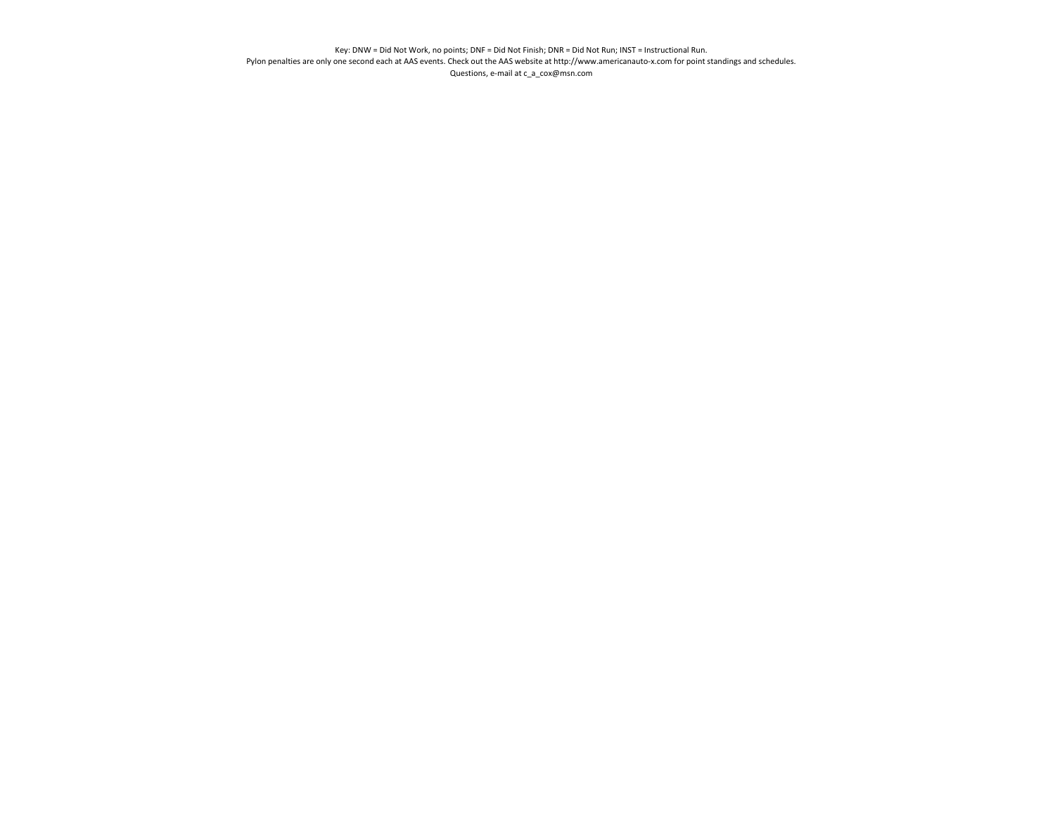Key: DNW = Did Not Work, no points; DNF = Did Not Finish; DNR = Did Not Run; INST = Instructional Run.

Pylon penalties are only one second each at AAS events. Check out the AAS website at http://www.americanauto-x.com for point standings and schedules.

Questions, e-mail at c_a_cox@msn.com